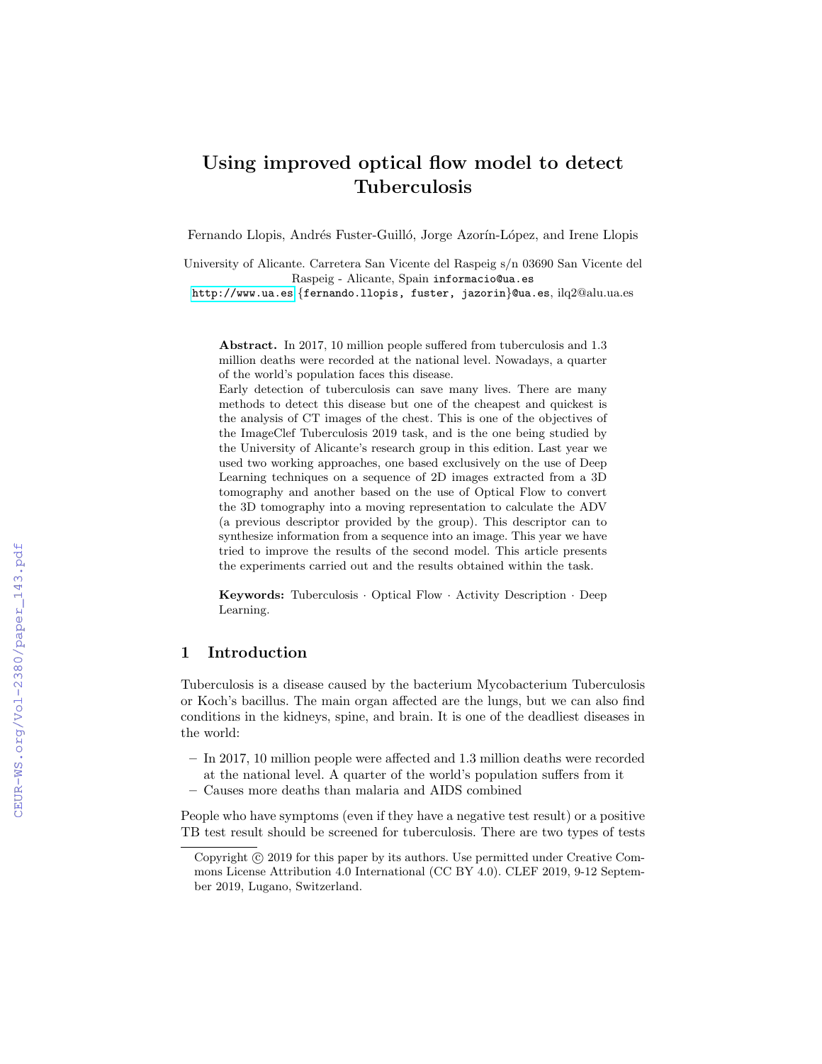# Using improved optical flow model to detect Tuberculosis

Fernando Llopis, Andrés Fuster-Guilló, Jorge Azorín-López, and Irene Llopis

University of Alicante. Carretera San Vicente del Raspeig s/n 03690 San Vicente del Raspeig - Alicante, Spain informacio@ua.es
http://www.ua.es {fernando.llopis, fuster, jazorin}@ua.es, ilq2@alu.ua.es

**Abstract.** In 2017, 10 million people suffered from tuberculosis and 1.3 million deaths were recorded at the national level. Nowadays, a quarter of the world's population faces this disease.
Early detection of tuberculosis can save many lives. There are many methods to detect this disease but one of the cheapest and quickest is the analysis of CT images of the chest. This is one of the objectives of the ImageClef Tuberculosis 2019 task, and is the one being studied by the University of Alicante's research group in this edition. Last year we used two working approaches, one based exclusively on the use of Deep Learning techniques on a sequence of 2D images extracted from a 3D tomography and another based on the use of Optical Flow to convert the 3D tomography into a moving representation to calculate the ADV (a previous descriptor provided by the group). This descriptor can to synthesize information from a sequence into an image. This year we have tried to improve the results of the second model. This article presents the experiments carried out and the results obtained within the task.

**Keywords:** Tuberculosis · Optical Flow · Activity Description · Deep Learning.

## 1 Introduction

Tuberculosis is a disease caused by the bacterium Mycobacterium Tuberculosis or Koch's bacillus. The main organ affected are the lungs, but we can also find conditions in the kidneys, spine, and brain. It is one of the deadliest diseases in the world:

- In 2017, 10 million people were affected and 1.3 million deaths were recorded at the national level. A quarter of the world's population suffers from it
- Causes more deaths than malaria and AIDS combined

People who have symptoms (even if they have a negative test result) or a positive TB test result should be screened for tuberculosis. There are two types of tests

Copyright © 2019 for this paper by its authors. Use permitted under Creative Commons License Attribution 4.0 International (CC BY 4.0). CLEF 2019, 9-12 September 2019, Lugano, Switzerland.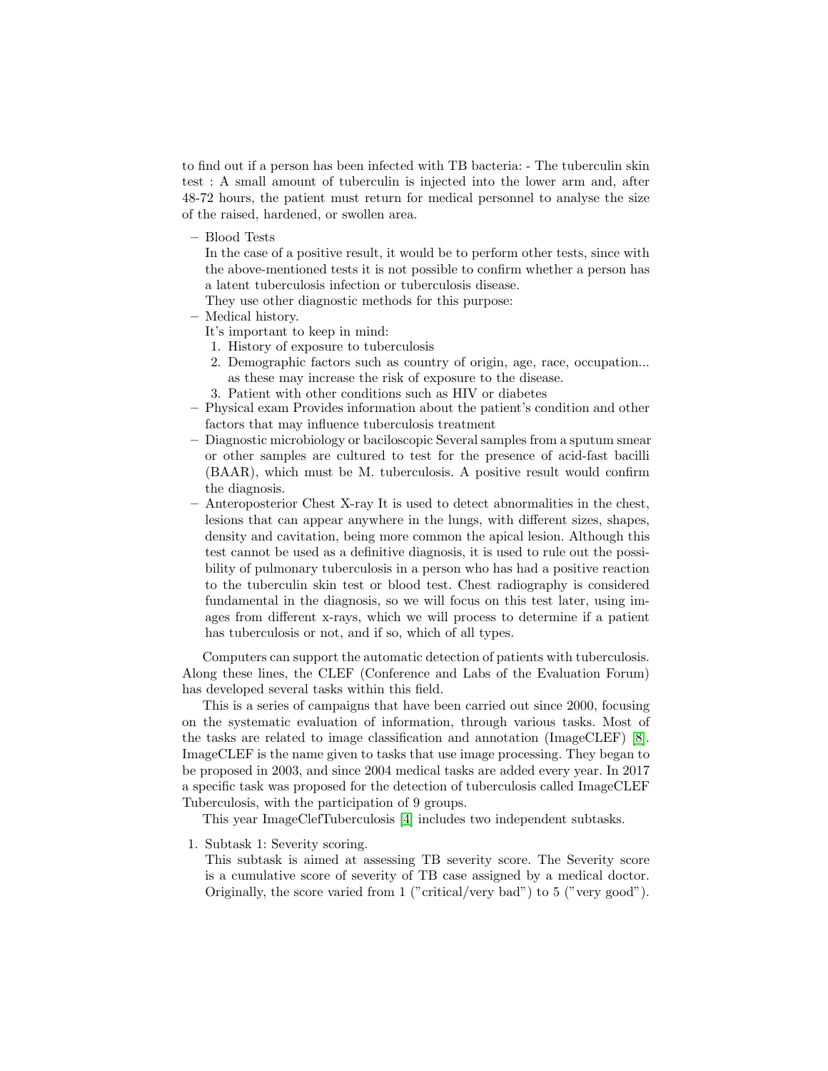to find out if a person has been infected with TB bacteria: - The tuberculin skin test : A small amount of tuberculin is injected into the lower arm and, after 48-72 hours, the patient must return for medical personnel to analyse the size of the raised, hardened, or swollen area.

- Blood Tests
  In the case of a positive result, it would be to perform other tests, since with the above-mentioned tests it is not possible to confirm whether a person has a latent tuberculosis infection or tuberculosis disease.
  They use other diagnostic methods for this purpose:
- Medical history.
  It's important to keep in mind:
  1. History of exposure to tuberculosis
  2. Demographic factors such as country of origin, age, race, occupation... as these may increase the risk of exposure to the disease.
  3. Patient with other conditions such as HIV or diabetes
- Physical exam Provides information about the patient's condition and other factors that may influence tuberculosis treatment
- Diagnostic microbiology or baciloscopic Several samples from a sputum smear or other samples are cultured to test for the presence of acid-fast bacilli (BAAR), which must be M. tuberculosis. A positive result would confirm the diagnosis.
- Anteroposterior Chest X-ray It is used to detect abnormalities in the chest, lesions that can appear anywhere in the lungs, with different sizes, shapes, density and cavitation, being more common the apical lesion. Although this test cannot be used as a definitive diagnosis, it is used to rule out the possibility of pulmonary tuberculosis in a person who has had a positive reaction to the tuberculin skin test or blood test. Chest radiography is considered fundamental in the diagnosis, so we will focus on this test later, using images from different x-rays, which we will process to determine if a patient has tuberculosis or not, and if so, which of all types.

Computers can support the automatic detection of patients with tuberculosis. Along these lines, the CLEF (Conference and Labs of the Evaluation Forum) has developed several tasks within this field.

This is a series of campaigns that have been carried out since 2000, focusing on the systematic evaluation of information, through various tasks. Most of the tasks are related to image classification and annotation (ImageCLEF) [8]. ImageCLEF is the name given to tasks that use image processing. They began to be proposed in 2003, and since 2004 medical tasks are added every year. In 2017 a specific task was proposed for the detection of tuberculosis called ImageCLEF Tuberculosis, with the participation of 9 groups.

This year ImageClefTuberculosis [4] includes two independent subtasks.

1. Subtask 1: Severity scoring.
   This subtask is aimed at assessing TB severity score. The Severity score is a cumulative score of severity of TB case assigned by a medical doctor. Originally, the score varied from 1 ("critical/very bad") to 5 ("very good").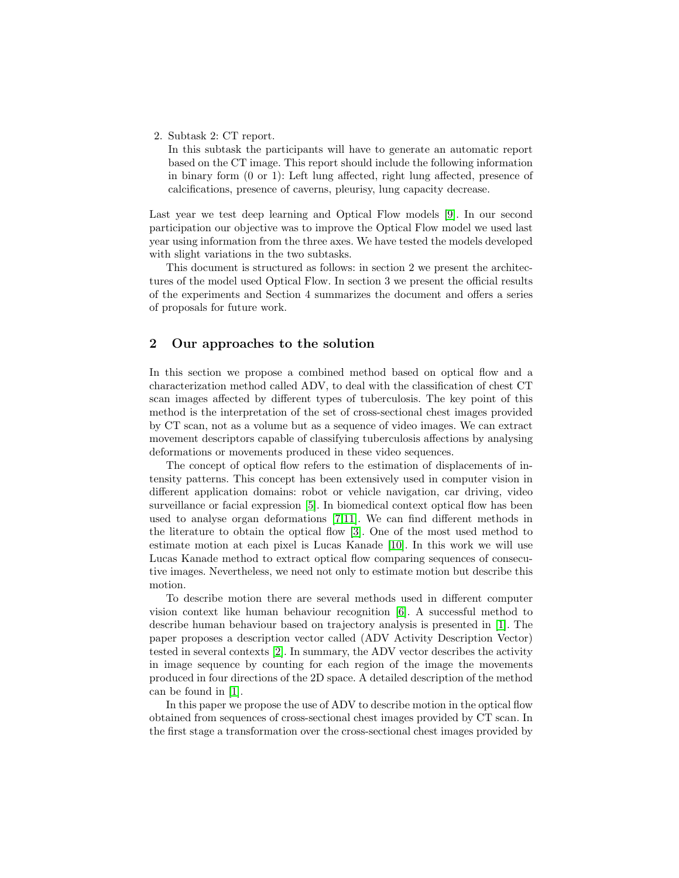2. Subtask 2: CT report.
   In this subtask the participants will have to generate an automatic report based on the CT image. This report should include the following information in binary form (0 or 1): Left lung affected, right lung affected, presence of calcifications, presence of caverns, pleurisy, lung capacity decrease.

Last year we test deep learning and Optical Flow models [9]. In our second participation our objective was to improve the Optical Flow model we used last year using information from the three axes. We have tested the models developed with slight variations in the two subtasks.

This document is structured as follows: in section 2 we present the architectures of the model used Optical Flow. In section 3 we present the official results of the experiments and Section 4 summarizes the document and offers a series of proposals for future work.

## 2 Our approaches to the solution

In this section we propose a combined method based on optical flow and a characterization method called ADV, to deal with the classification of chest CT scan images affected by different types of tuberculosis. The key point of this method is the interpretation of the set of cross-sectional chest images provided by CT scan, not as a volume but as a sequence of video images. We can extract movement descriptors capable of classifying tuberculosis affections by analysing deformations or movements produced in these video sequences.

The concept of optical flow refers to the estimation of displacements of intensity patterns. This concept has been extensively used in computer vision in different application domains: robot or vehicle navigation, car driving, video surveillance or facial expression [5]. In biomedical context optical flow has been used to analyse organ deformations [7,11]. We can find different methods in the literature to obtain the optical flow [3]. One of the most used method to estimate motion at each pixel is Lucas Kanade [10]. In this work we will use Lucas Kanade method to extract optical flow comparing sequences of consecutive images. Nevertheless, we need not only to estimate motion but describe this motion.

To describe motion there are several methods used in different computer vision context like human behaviour recognition [6]. A successful method to describe human behaviour based on trajectory analysis is presented in [1]. The paper proposes a description vector called (ADV Activity Description Vector) tested in several contexts [2]. In summary, the ADV vector describes the activity in image sequence by counting for each region of the image the movements produced in four directions of the 2D space. A detailed description of the method can be found in [1].

In this paper we propose the use of ADV to describe motion in the optical flow obtained from sequences of cross-sectional chest images provided by CT scan. In the first stage a transformation over the cross-sectional chest images provided by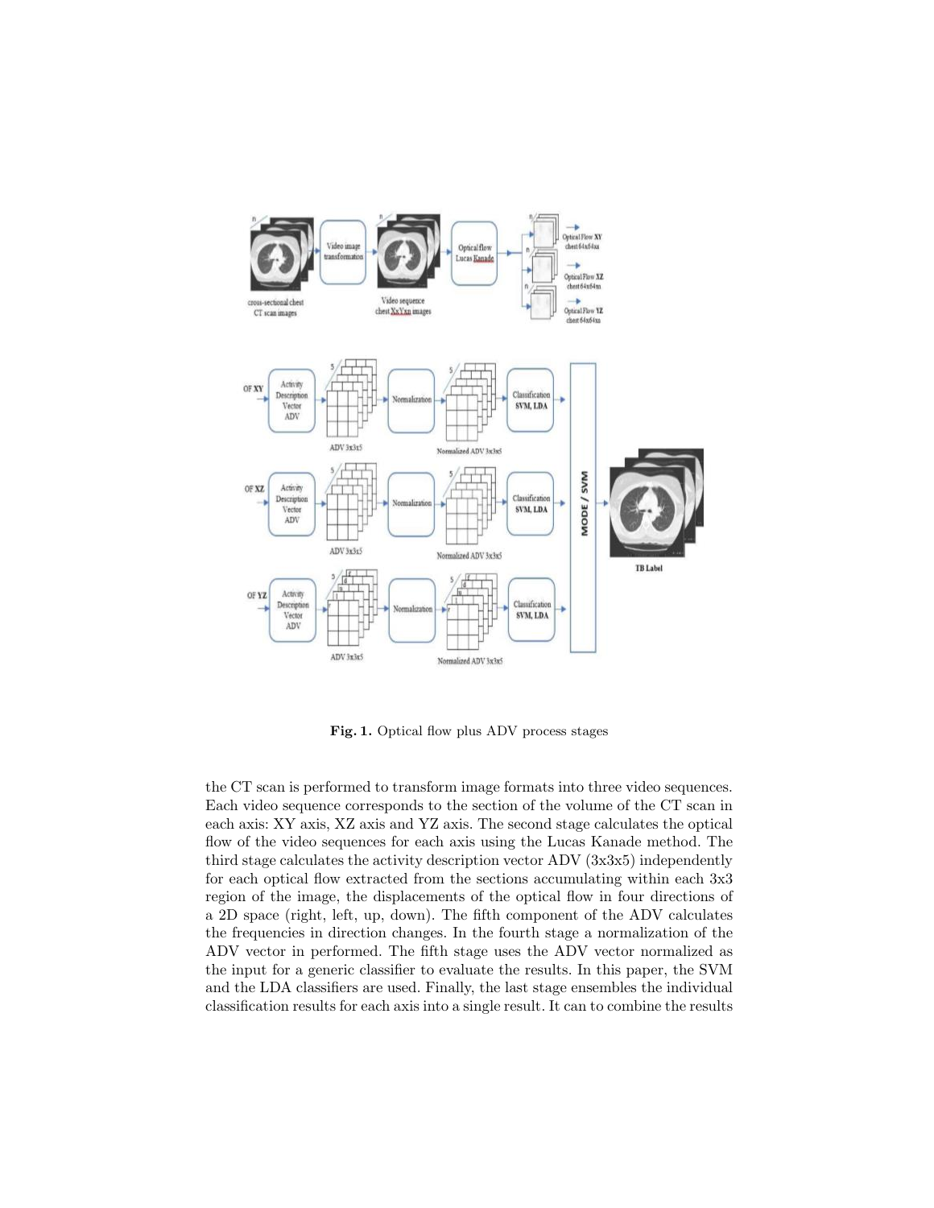**Fig. 1.** Optical flow plus ADV process stages

the CT scan is performed to transform image formats into three video sequences. Each video sequence corresponds to the section of the volume of the CT scan in each axis: XY axis, XZ axis and YZ axis. The second stage calculates the optical flow of the video sequences for each axis using the Lucas Kanade method. The third stage calculates the activity description vector ADV (3x3x5) independently for each optical flow extracted from the sections accumulating within each 3x3 region of the image, the displacements of the optical flow in four directions of a 2D space (right, left, up, down). The fifth component of the ADV calculates the frequencies in direction changes. In the fourth stage a normalization of the ADV vector in performed. The fifth stage uses the ADV vector normalized as the input for a generic classifier to evaluate the results. In this paper, the SVM and the LDA classifiers are used. Finally, the last stage ensembles the individual classification results for each axis into a single result. It can to combine the results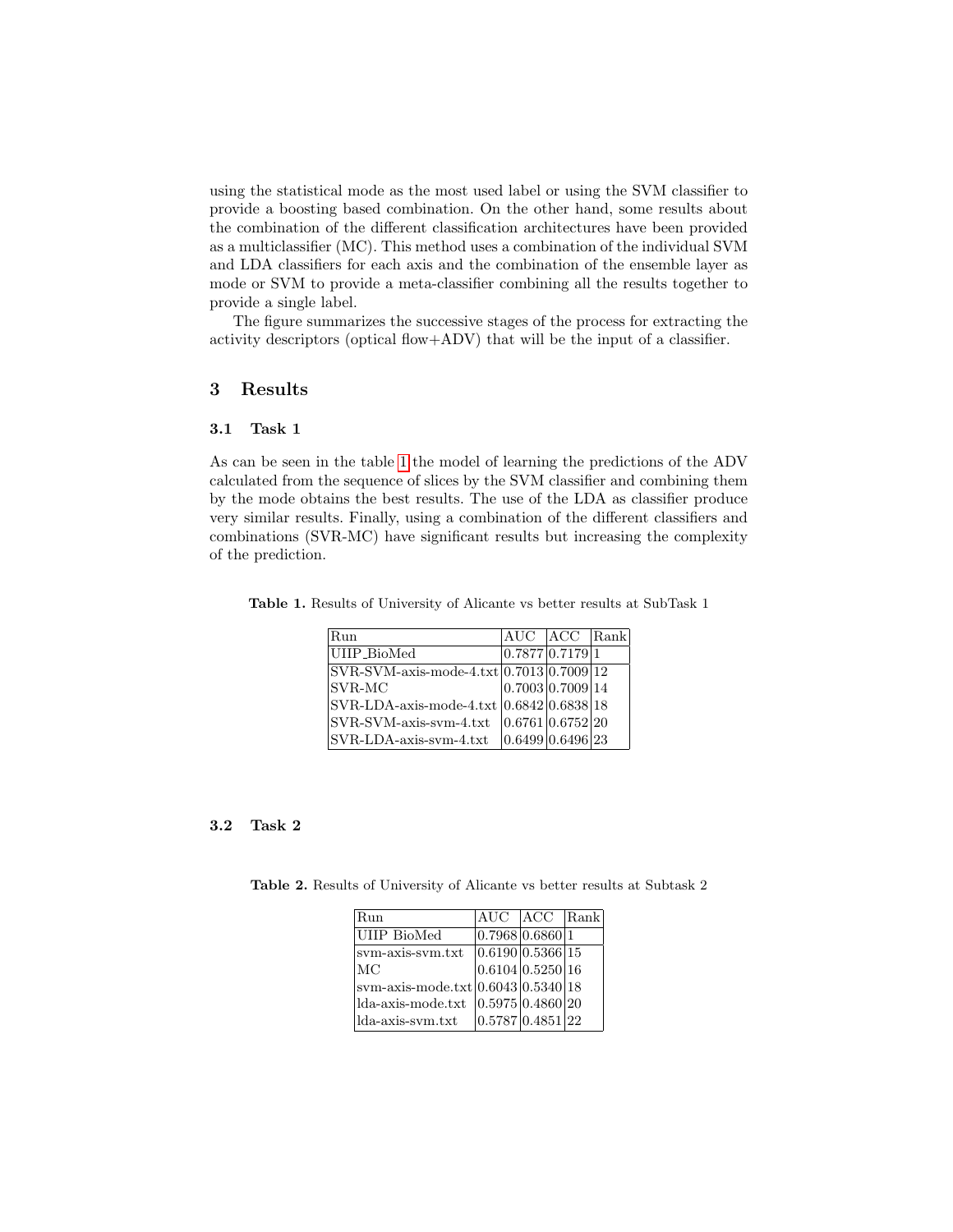using the statistical mode as the most used label or using the SVM classifier to provide a boosting based combination. On the other hand, some results about the combination of the different classification architectures have been provided as a multiclassifier (MC). This method uses a combination of the individual SVM and LDA classifiers for each axis and the combination of the ensemble layer as mode or SVM to provide a meta-classifier combining all the results together to provide a single label.

The figure summarizes the successive stages of the process for extracting the activity descriptors (optical flow+ADV) that will be the input of a classifier.

## 3 Results

### 3.1 Task 1

As can be seen in the table 1 the model of learning the predictions of the ADV calculated from the sequence of slices by the SVM classifier and combining them by the mode obtains the best results. The use of the LDA as classifier produce very similar results. Finally, using a combination of the different classifiers and combinations (SVR-MC) have significant results but increasing the complexity of the prediction.

**Table 1.** Results of University of Alicante vs better results at SubTask 1

| Run | AUC | ACC | Rank |
|---|---|---|---|
| UIIP_BioMed | 0.7877 | 0.7179 | 1 |
| SVR-SVM-axis-mode-4.txt | 0.7013 | 0.7009 | 12 |
| SVR-MC | 0.7003 | 0.7009 | 14 |
| SVR-LDA-axis-mode-4.txt | 0.6842 | 0.6838 | 18 |
| SVR-SVM-axis-svm-4.txt | 0.6761 | 0.6752 | 20 |
| SVR-LDA-axis-svm-4.txt | 0.6499 | 0.6496 | 23 |

### 3.2 Task 2

**Table 2.** Results of University of Alicante vs better results at Subtask 2

| Run | AUC | ACC | Rank |
|---|---|---|---|
| UIIP BioMed | 0.7968 | 0.6860 | 1 |
| svm-axis-svm.txt | 0.6190 | 0.5366 | 15 |
| MC | 0.6104 | 0.5250 | 16 |
| svm-axis-mode.txt | 0.6043 | 0.5340 | 18 |
| lda-axis-mode.txt | 0.5975 | 0.4860 | 20 |
| lda-axis-svm.txt | 0.5787 | 0.4851 | 22 |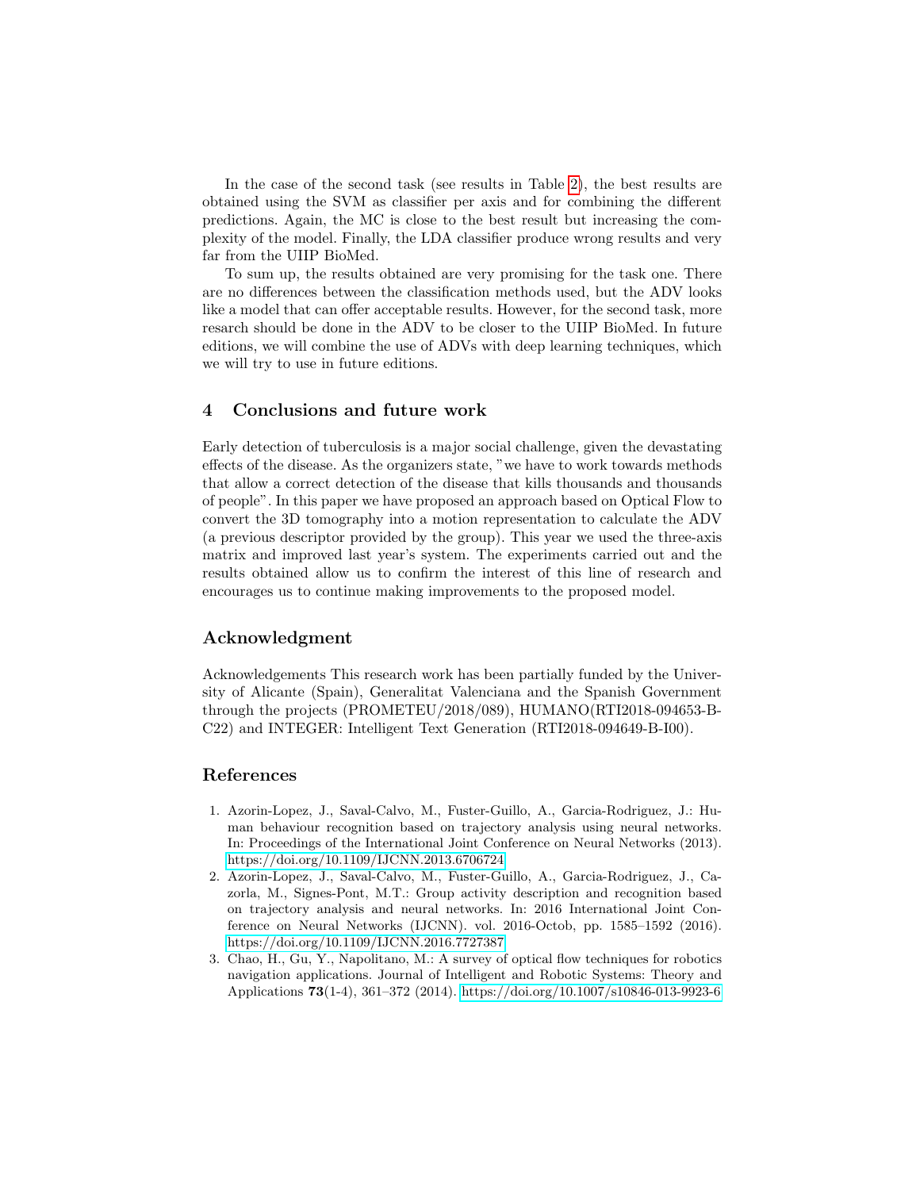In the case of the second task (see results in Table 2), the best results are obtained using the SVM as classifier per axis and for combining the different predictions. Again, the MC is close to the best result but increasing the complexity of the model. Finally, the LDA classifier produce wrong results and very far from the UIIP BioMed.

To sum up, the results obtained are very promising for the task one. There are no differences between the classification methods used, but the ADV looks like a model that can offer acceptable results. However, for the second task, more resarch should be done in the ADV to be closer to the UIIP BioMed. In future editions, we will combine the use of ADVs with deep learning techniques, which we will try to use in future editions.

## 4 Conclusions and future work

Early detection of tuberculosis is a major social challenge, given the devastating effects of the disease. As the organizers state, "we have to work towards methods that allow a correct detection of the disease that kills thousands and thousands of people". In this paper we have proposed an approach based on Optical Flow to convert the 3D tomography into a motion representation to calculate the ADV (a previous descriptor provided by the group). This year we used the three-axis matrix and improved last year's system. The experiments carried out and the results obtained allow us to confirm the interest of this line of research and encourages us to continue making improvements to the proposed model.

## Acknowledgment

Acknowledgements This research work has been partially funded by the University of Alicante (Spain), Generalitat Valenciana and the Spanish Government through the projects (PROMETEU/2018/089), HUMANO(RTI2018-094653-B-C22) and INTEGER: Intelligent Text Generation (RTI2018-094649-B-I00).

## References

1. Azorin-Lopez, J., Saval-Calvo, M., Fuster-Guillo, A., Garcia-Rodriguez, J.: Human behaviour recognition based on trajectory analysis using neural networks. In: Proceedings of the International Joint Conference on Neural Networks (2013). https://doi.org/10.1109/IJCNN.2013.6706724
2. Azorin-Lopez, J., Saval-Calvo, M., Fuster-Guillo, A., Garcia-Rodriguez, J., Cazorla, M., Signes-Pont, M.T.: Group activity description and recognition based on trajectory analysis and neural networks. In: 2016 International Joint Conference on Neural Networks (IJCNN). vol. 2016-Octob, pp. 1585–1592 (2016). https://doi.org/10.1109/IJCNN.2016.7727387
3. Chao, H., Gu, Y., Napolitano, M.: A survey of optical flow techniques for robotics navigation applications. Journal of Intelligent and Robotic Systems: Theory and Applications **73**(1-4), 361–372 (2014). https://doi.org/10.1007/s10846-013-9923-6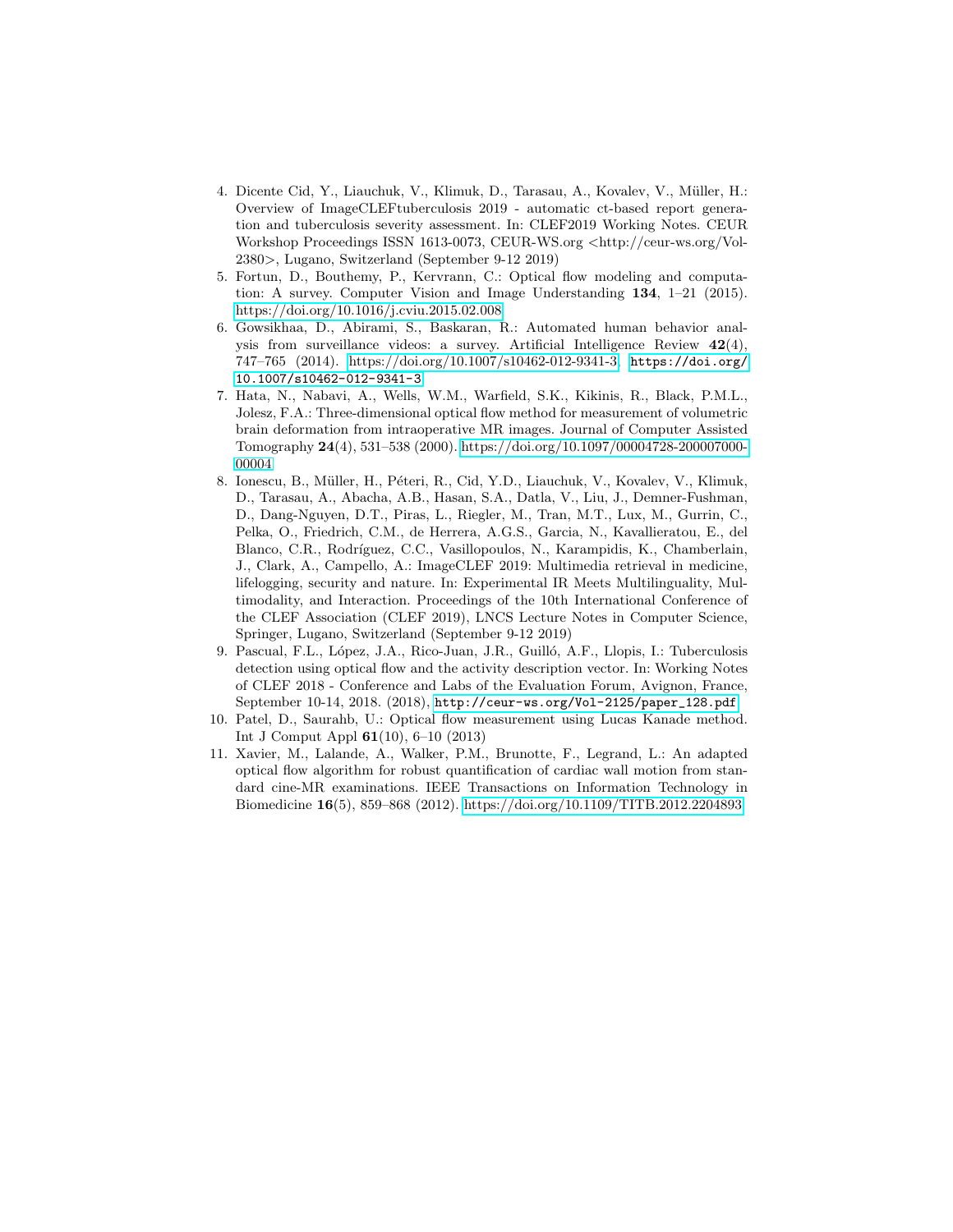4. Dicente Cid, Y., Liauchuk, V., Klimuk, D., Tarasau, A., Kovalev, V., Müller, H.: Overview of ImageCLEFtuberculosis 2019 - automatic ct-based report generation and tuberculosis severity assessment. In: CLEF2019 Working Notes. CEUR Workshop Proceedings ISSN 1613-0073, CEUR-WS.org <http://ceur-ws.org/Vol-2380>, Lugano, Switzerland (September 9-12 2019)
5. Fortun, D., Bouthemy, P., Kervrann, C.: Optical flow modeling and computation: A survey. Computer Vision and Image Understanding **134**, 1–21 (2015). https://doi.org/10.1016/j.cviu.2015.02.008
6. Gowsikhaa, D., Abirami, S., Baskaran, R.: Automated human behavior analysis from surveillance videos: a survey. Artificial Intelligence Review **42**(4), 747–765 (2014). https://doi.org/10.1007/s10462-012-9341-3, `https://doi.org/10.1007/s10462-012-9341-3`
7. Hata, N., Nabavi, A., Wells, W.M., Warfield, S.K., Kikinis, R., Black, P.M.L., Jolesz, F.A.: Three-dimensional optical flow method for measurement of volumetric brain deformation from intraoperative MR images. Journal of Computer Assisted Tomography **24**(4), 531–538 (2000). https://doi.org/10.1097/00004728-200007000-00004
8. Ionescu, B., Müller, H., Péteri, R., Cid, Y.D., Liauchuk, V., Kovalev, V., Klimuk, D., Tarasau, A., Abacha, A.B., Hasan, S.A., Datla, V., Liu, J., Demner-Fushman, D., Dang-Nguyen, D.T., Piras, L., Riegler, M., Tran, M.T., Lux, M., Gurrin, C., Pelka, O., Friedrich, C.M., de Herrera, A.G.S., Garcia, N., Kavallieratou, E., del Blanco, C.R., Rodríguez, C.C., Vasillopoulos, N., Karampidis, K., Chamberlain, J., Clark, A., Campello, A.: ImageCLEF 2019: Multimedia retrieval in medicine, lifelogging, security and nature. In: Experimental IR Meets Multilinguality, Multimodality, and Interaction. Proceedings of the 10th International Conference of the CLEF Association (CLEF 2019), LNCS Lecture Notes in Computer Science, Springer, Lugano, Switzerland (September 9-12 2019)
9. Pascual, F.L., López, J.A., Rico-Juan, J.R., Guilló, A.F., Llopis, I.: Tuberculosis detection using optical flow and the activity description vector. In: Working Notes of CLEF 2018 - Conference and Labs of the Evaluation Forum, Avignon, France, September 10-14, 2018. (2018), `http://ceur-ws.org/Vol-2125/paper_128.pdf`
10. Patel, D., Saurahb, U.: Optical flow measurement using Lucas Kanade method. Int J Comput Appl **61**(10), 6–10 (2013)
11. Xavier, M., Lalande, A., Walker, P.M., Brunotte, F., Legrand, L.: An adapted optical flow algorithm for robust quantification of cardiac wall motion from standard cine-MR examinations. IEEE Transactions on Information Technology in Biomedicine **16**(5), 859–868 (2012). https://doi.org/10.1109/TITB.2012.2204893